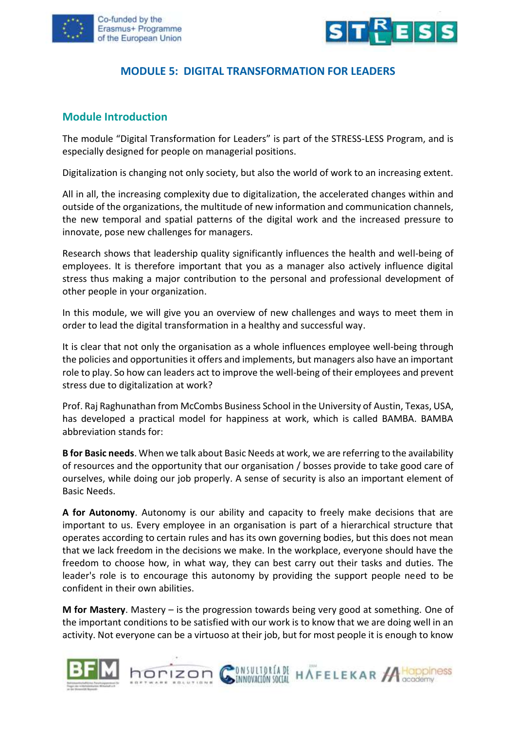# MODULE 5: DIGITAL TRANSFORMATION FOR LEADERS

## Module Introduction

The module "Digital Transformation for Leaders" is part of the STRESS-LESS Program, and is especially designed for people on managerial positions.

Digitalization is changing not only society, but also the world of work to an increasing extent.

All in all, the increasing complexity due to digitalization, the accelerated changes within and outside of the organizations, the multitude of new information and communication channels, the new temporal and spatial patterns of the digital work and the increased pressure to innovate, pose new challenges for managers.

Research shows that leadership quality significantly influences the health and well-being of employees. It is therefore important that you as a manager also actively influence digital stress thus making a major contribution to the personal and professional development of other people in your organization.

In this module, we will give you an overview of new challenges and ways to meet them in order to lead the digital transformation in a healthy and successful way.

It is clear that not only the organisation as a whole influences employee well-being through the policies and opportunities it offers and implements, but managers also have an important role to play. So how can leaders act to improve the well-being of their employees and prevent stress due to digitalization at work?

Prof. Raj Raghunathan from McCombs Business School in the University of Austin, Texas, USA, has developed a practical model for happiness at work, which is called BAMBA. BAMBA abbreviation stands for:

**B for Basic needs**. When we talk about Basic Needs at work, we are referring to the availability of resources and the opportunity that our organisation / bosses provide to take good care of ourselves, while doing our job properly. A sense of security is also an important element of Basic Needs.

**A for Autonomy**. Autonomy is our ability and capacity to freely make decisions that are important to us. Every employee in an organisation is part of a hierarchical structure that operates according to certain rules and has its own governing bodies, but this does not mean that we lack freedom in the decisions we make. In the workplace, everyone should have the freedom to choose how, in what way, they can best carry out their tasks and duties. The leader's role is to encourage this autonomy by providing the support people need to be confident in their own abilities.

**M for Mastery**. Mastery – is the progression towards being very good at something. One of the important conditions to be satisfied with our work is to know that we are doing well in an activity. Not everyone can be a virtuoso at their job, but for most people it is enough to know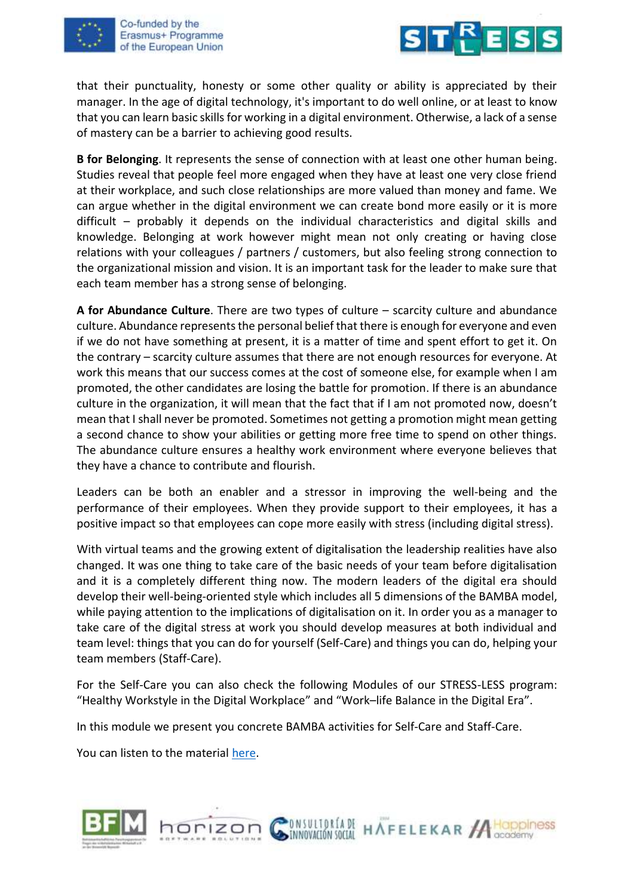that their punctuality, honesty or some other quality or ability is appreciated by their manager. In the age of digital technology, it's important to do well online, or at least to know that you can learn basic skills for working in a digital environment. Otherwise, a lack of a sense of mastery can be a barrier to achieving good results.

**B for Belonging**. It represents the sense of connection with at least one other human being. Studies reveal that people feel more engaged when they have at least one very close friend at their workplace, and such close relationships are more valued than money and fame. We can argue whether in the digital environment we can create bond more easily or it is more difficult – probably it depends on the individual characteristics and digital skills and knowledge. Belonging at work however might mean not only creating or having close relations with your colleagues / partners / customers, but also feeling strong connection to the organizational mission and vision. It is an important task for the leader to make sure that each team member has a strong sense of belonging.

**A for Abundance Culture**. There are two types of culture – scarcity culture and abundance culture. Abundance represents the personal belief that there is enough for everyone and even if we do not have something at present, it is a matter of time and spent effort to get it. On the contrary – scarcity culture assumes that there are not enough resources for everyone. At work this means that our success comes at the cost of someone else, for example when I am promoted, the other candidates are losing the battle for promotion. If there is an abundance culture in the organization, it will mean that the fact that if I am not promoted now, doesn't mean that I shall never be promoted. Sometimes not getting a promotion might mean getting a second chance to show your abilities or getting more free time to spend on other things. The abundance culture ensures a healthy work environment where everyone believes that they have a chance to contribute and flourish.

Leaders can be both an enabler and a stressor in improving the well-being and the performance of their employees. When they provide support to their employees, it has a positive impact so that employees can cope more easily with stress (including digital stress).

With virtual teams and the growing extent of digitalisation the leadership realities have also changed. It was one thing to take care of the basic needs of your team before digitalisation and it is a completely different thing now. The modern leaders of the digital era should develop their well-being-oriented style which includes all 5 dimensions of the BAMBA model, while paying attention to the implications of digitalisation on it. In order you as a manager to take care of the digital stress at work you should develop measures at both individual and team level: things that you can do for yourself (Self-Care) and things you can do, helping your team members (Staff-Care).

For the Self-Care you can also check the following Modules of our STRESS-LESS program: "Healthy Workstyle in the Digital Workplace" and "Work–life Balance in the Digital Era".

In this module we present you concrete BAMBA activities for Self-Care and Staff-Care.

You can listen to the material here.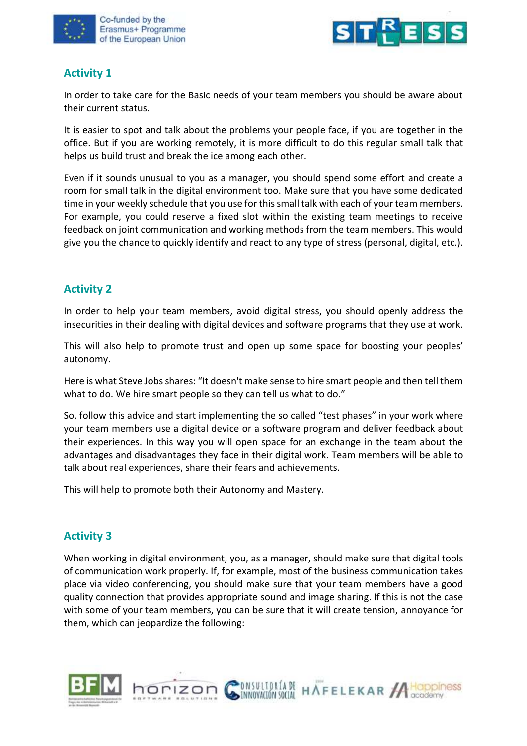## Activity 1

In order to take care for the Basic needs of your team members you should be aware about their current status.

It is easier to spot and talk about the problems your people face, if you are together in the office. But if you are working remotely, it is more difficult to do this regular small talk that helps us build trust and break the ice among each other.

Even if it sounds unusual to you as a manager, you should spend some effort and create a room for small talk in the digital environment too. Make sure that you have some dedicated time in your weekly schedule that you use for this small talk with each of your team members. For example, you could reserve a fixed slot within the existing team meetings to receive feedback on joint communication and working methods from the team members. This would give you the chance to quickly identify and react to any type of stress (personal, digital, etc.).

## Activity 2

In order to help your team members, avoid digital stress, you should openly address the insecurities in their dealing with digital devices and software programs that they use at work.

This will also help to promote trust and open up some space for boosting your peoples' autonomy.

Here is what Steve Jobs shares: "It doesn't make sense to hire smart people and then tell them what to do. We hire smart people so they can tell us what to do."

So, follow this advice and start implementing the so called "test phases" in your work where your team members use a digital device or a software program and deliver feedback about their experiences. In this way you will open space for an exchange in the team about the advantages and disadvantages they face in their digital work. Team members will be able to talk about real experiences, share their fears and achievements.

This will help to promote both their Autonomy and Mastery.

## Activity 3

When working in digital environment, you, as a manager, should make sure that digital tools of communication work properly. If, for example, most of the business communication takes place via video conferencing, you should make sure that your team members have a good quality connection that provides appropriate sound and image sharing. If this is not the case with some of your team members, you can be sure that it will create tension, annoyance for them, which can jeopardize the following: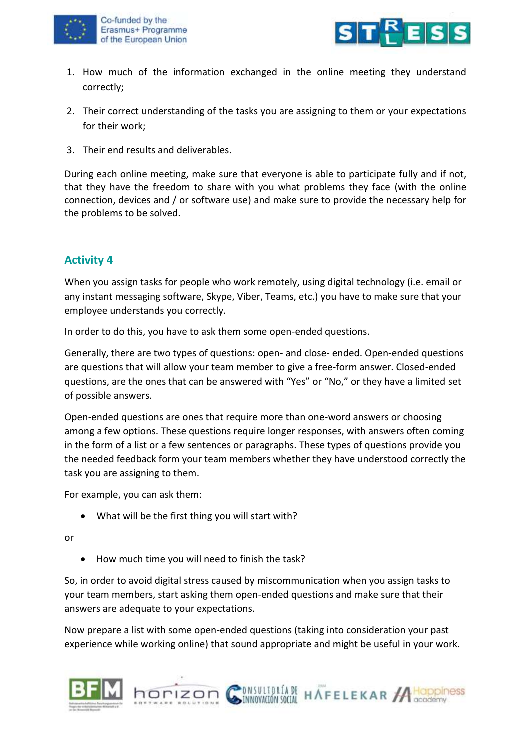1. How much of the information exchanged in the online meeting they understand correctly;
2. Their correct understanding of the tasks you are assigning to them or your expectations for their work;
3. Their end results and deliverables.

During each online meeting, make sure that everyone is able to participate fully and if not, that they have the freedom to share with you what problems they face (with the online connection, devices and / or software use) and make sure to provide the necessary help for the problems to be solved.

## Activity 4

When you assign tasks for people who work remotely, using digital technology (i.e. email or any instant messaging software, Skype, Viber, Teams, etc.) you have to make sure that your employee understands you correctly.

In order to do this, you have to ask them some open-ended questions.

Generally, there are two types of questions: open- and close- ended. Open-ended questions are questions that will allow your team member to give a free-form answer. Closed-ended questions, are the ones that can be answered with "Yes" or "No," or they have a limited set of possible answers.

Open-ended questions are ones that require more than one-word answers or choosing among a few options. These questions require longer responses, with answers often coming in the form of a list or a few sentences or paragraphs. These types of questions provide you the needed feedback form your team members whether they have understood correctly the task you are assigning to them.

For example, you can ask them:

- What will be the first thing you will start with?

or

- How much time you will need to finish the task?

So, in order to avoid digital stress caused by miscommunication when you assign tasks to your team members, start asking them open-ended questions and make sure that their answers are adequate to your expectations.

Now prepare a list with some open-ended questions (taking into consideration your past experience while working online) that sound appropriate and might be useful in your work.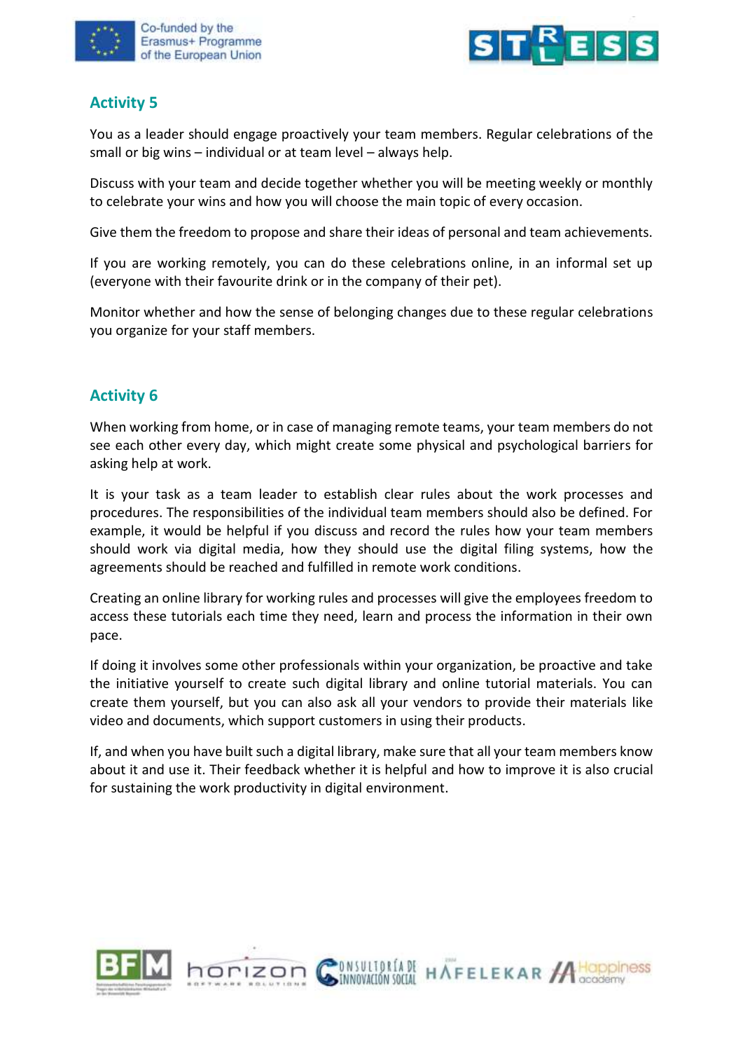## Activity 5

You as a leader should engage proactively your team members. Regular celebrations of the small or big wins – individual or at team level – always help.

Discuss with your team and decide together whether you will be meeting weekly or monthly to celebrate your wins and how you will choose the main topic of every occasion.

Give them the freedom to propose and share their ideas of personal and team achievements.

If you are working remotely, you can do these celebrations online, in an informal set up (everyone with their favourite drink or in the company of their pet).

Monitor whether and how the sense of belonging changes due to these regular celebrations you organize for your staff members.

## Activity 6

When working from home, or in case of managing remote teams, your team members do not see each other every day, which might create some physical and psychological barriers for asking help at work.

It is your task as a team leader to establish clear rules about the work processes and procedures. The responsibilities of the individual team members should also be defined. For example, it would be helpful if you discuss and record the rules how your team members should work via digital media, how they should use the digital filing systems, how the agreements should be reached and fulfilled in remote work conditions.

Creating an online library for working rules and processes will give the employees freedom to access these tutorials each time they need, learn and process the information in their own pace.

If doing it involves some other professionals within your organization, be proactive and take the initiative yourself to create such digital library and online tutorial materials. You can create them yourself, but you can also ask all your vendors to provide their materials like video and documents, which support customers in using their products.

If, and when you have built such a digital library, make sure that all your team members know about it and use it. Their feedback whether it is helpful and how to improve it is also crucial for sustaining the work productivity in digital environment.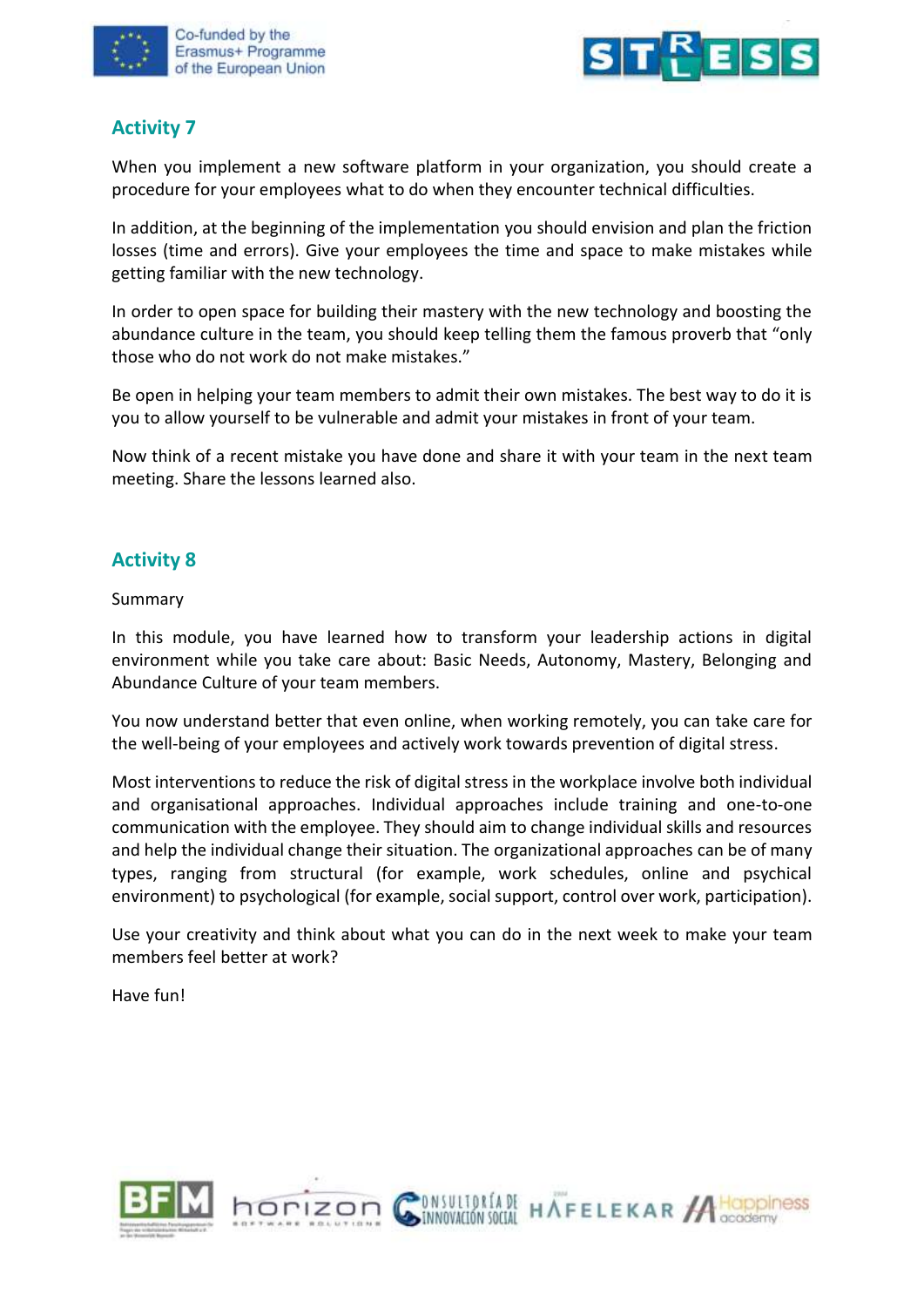## Activity 7

When you implement a new software platform in your organization, you should create a procedure for your employees what to do when they encounter technical difficulties.

In addition, at the beginning of the implementation you should envision and plan the friction losses (time and errors). Give your employees the time and space to make mistakes while getting familiar with the new technology.

In order to open space for building their mastery with the new technology and boosting the abundance culture in the team, you should keep telling them the famous proverb that "only those who do not work do not make mistakes."

Be open in helping your team members to admit their own mistakes. The best way to do it is you to allow yourself to be vulnerable and admit your mistakes in front of your team.

Now think of a recent mistake you have done and share it with your team in the next team meeting. Share the lessons learned also.

## Activity 8

Summary

In this module, you have learned how to transform your leadership actions in digital environment while you take care about: Basic Needs, Autonomy, Mastery, Belonging and Abundance Culture of your team members.

You now understand better that even online, when working remotely, you can take care for the well-being of your employees and actively work towards prevention of digital stress.

Most interventions to reduce the risk of digital stress in the workplace involve both individual and organisational approaches. Individual approaches include training and one-to-one communication with the employee. They should aim to change individual skills and resources and help the individual change their situation. The organizational approaches can be of many types, ranging from structural (for example, work schedules, online and psychical environment) to psychological (for example, social support, control over work, participation).

Use your creativity and think about what you can do in the next week to make your team members feel better at work?

Have fun!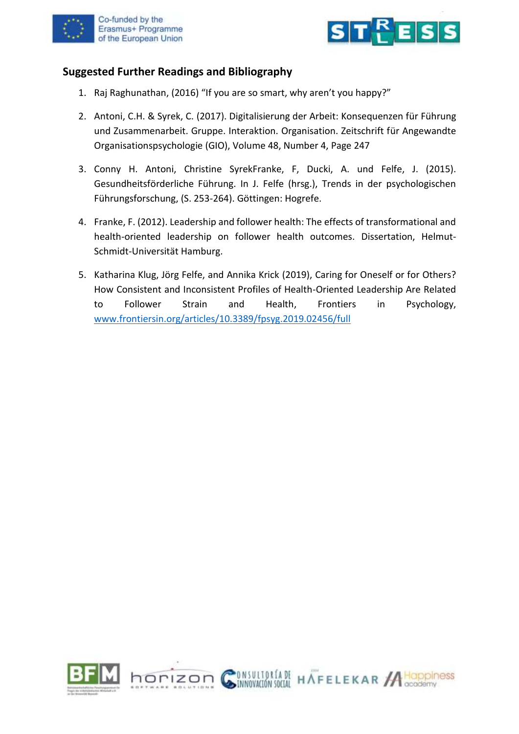## Suggested Further Readings and Bibliography

1. Raj Raghunathan, (2016) "If you are so smart, why aren't you happy?"
2. Antoni, C.H. & Syrek, C. (2017). Digitalisierung der Arbeit: Konsequenzen für Führung und Zusammenarbeit. Gruppe. Interaktion. Organisation. Zeitschrift für Angewandte Organisationspsychologie (GIO), Volume 48, Number 4, Page 247
3. Conny H. Antoni, Christine SyrekFranke, F, Ducki, A. und Felfe, J. (2015). Gesundheitsförderliche Führung. In J. Felfe (hrsg.), Trends in der psychologischen Führungsforschung, (S. 253-264). Göttingen: Hogrefe.
4. Franke, F. (2012). Leadership and follower health: The effects of transformational and health-oriented leadership on follower health outcomes. Dissertation, Helmut-Schmidt-Universität Hamburg.
5. Katharina Klug, Jörg Felfe, and Annika Krick (2019), Caring for Oneself or for Others? How Consistent and Inconsistent Profiles of Health-Oriented Leadership Are Related to Follower Strain and Health, Frontiers in Psychology, www.frontiersin.org/articles/10.3389/fpsyg.2019.02456/full